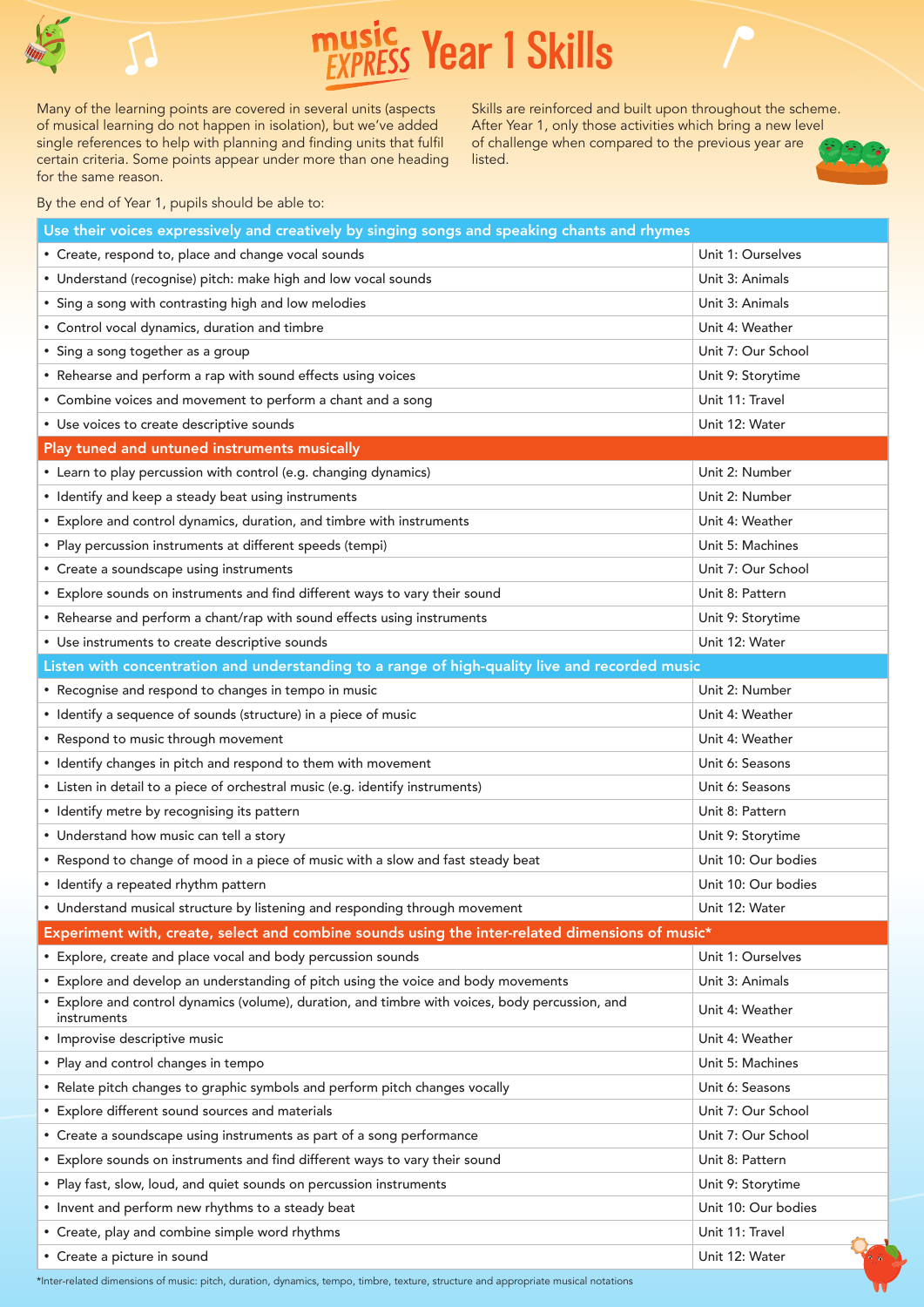# Music Express Year 1 Skills

Many of the learning points are covered in several units (aspects of musical learning do not happen in isolation), but we've added single references to help with planning and finding units that fulfil certain criteria. Some points appear under more than one heading for the same reason.

Skills are reinforced and built upon throughout the scheme. After Year 1, only those activities which bring a new level of challenge when compared to the previous year are listed.

By the end of Year 1, pupils should be able to:

| Use their voices expressively and creatively by singing songs and speaking chants and rhymes | |
|---|---|
| • Create, respond to, place and change vocal sounds | Unit 1: Ourselves |
| • Understand (recognise) pitch: make high and low vocal sounds | Unit 3: Animals |
| • Sing a song with contrasting high and low melodies | Unit 3: Animals |
| • Control vocal dynamics, duration and timbre | Unit 4: Weather |
| • Sing a song together as a group | Unit 7: Our School |
| • Rehearse and perform a rap with sound effects using voices | Unit 9: Storytime |
| • Combine voices and movement to perform a chant and a song | Unit 11: Travel |
| • Use voices to create descriptive sounds | Unit 12: Water |
| **Play tuned and untuned instruments musically** | |
| • Learn to play percussion with control (e.g. changing dynamics) | Unit 2: Number |
| • Identify and keep a steady beat using instruments | Unit 2: Number |
| • Explore and control dynamics, duration, and timbre with instruments | Unit 4: Weather |
| • Play percussion instruments at different speeds (tempi) | Unit 5: Machines |
| • Create a soundscape using instruments | Unit 7: Our School |
| • Explore sounds on instruments and find different ways to vary their sound | Unit 8: Pattern |
| • Rehearse and perform a chant/rap with sound effects using instruments | Unit 9: Storytime |
| • Use instruments to create descriptive sounds | Unit 12: Water |
| **Listen with concentration and understanding to a range of high-quality live and recorded music** | |
| • Recognise and respond to changes in tempo in music | Unit 2: Number |
| • Identify a sequence of sounds (structure) in a piece of music | Unit 4: Weather |
| • Respond to music through movement | Unit 4: Weather |
| • Identify changes in pitch and respond to them with movement | Unit 6: Seasons |
| • Listen in detail to a piece of orchestral music (e.g. identify instruments) | Unit 6: Seasons |
| • Identify metre by recognising its pattern | Unit 8: Pattern |
| • Understand how music can tell a story | Unit 9: Storytime |
| • Respond to change of mood in a piece of music with a slow and fast steady beat | Unit 10: Our bodies |
| • Identify a repeated rhythm pattern | Unit 10: Our bodies |
| • Understand musical structure by listening and responding through movement | Unit 12: Water |
| **Experiment with, create, select and combine sounds using the inter-related dimensions of music*** | |
| • Explore, create and place vocal and body percussion sounds | Unit 1: Ourselves |
| • Explore and develop an understanding of pitch using the voice and body movements | Unit 3: Animals |
| • Explore and control dynamics (volume), duration, and timbre with voices, body percussion, and instruments | Unit 4: Weather |
| • Improvise descriptive music | Unit 4: Weather |
| • Play and control changes in tempo | Unit 5: Machines |
| • Relate pitch changes to graphic symbols and perform pitch changes vocally | Unit 6: Seasons |
| • Explore different sound sources and materials | Unit 7: Our School |
| • Create a soundscape using instruments as part of a song performance | Unit 7: Our School |
| • Explore sounds on instruments and find different ways to vary their sound | Unit 8: Pattern |
| • Play fast, slow, loud, and quiet sounds on percussion instruments | Unit 9: Storytime |
| • Invent and perform new rhythms to a steady beat | Unit 10: Our bodies |
| • Create, play and combine simple word rhythms | Unit 11: Travel |
| • Create a picture in sound | Unit 12: Water |

*Inter-related dimensions of music: pitch, duration, dynamics, tempo, timbre, texture, structure and appropriate musical notations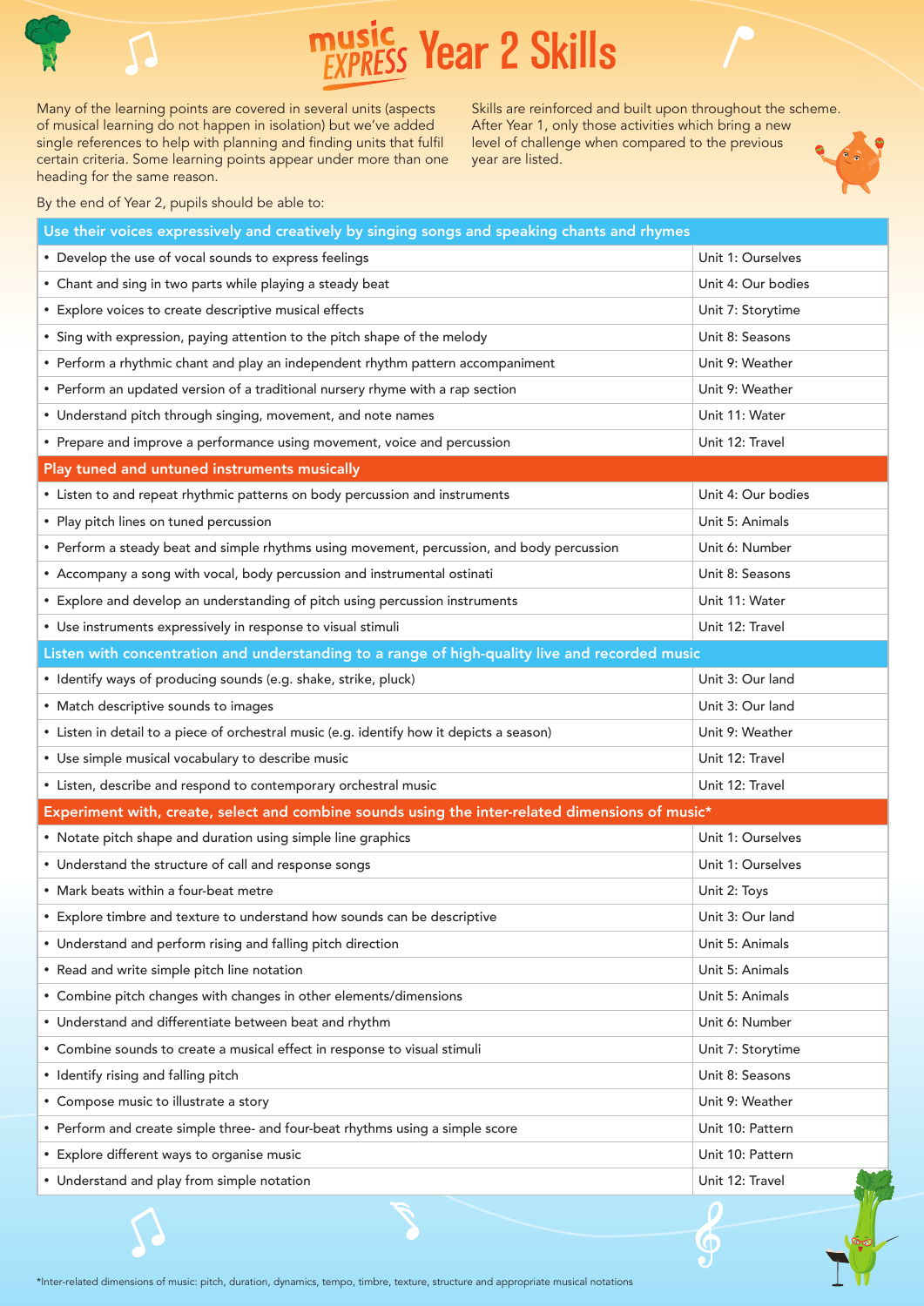# Music Express Year 2 Skills

Many of the learning points are covered in several units (aspects of musical learning do not happen in isolation) but we've added single references to help with planning and finding units that fulfil certain criteria. Some learning points appear under more than one heading for the same reason.

Skills are reinforced and built upon throughout the scheme. After Year 1, only those activities which bring a new level of challenge when compared to the previous year are listed.

By the end of Year 2, pupils should be able to:

| Use their voices expressively and creatively by singing songs and speaking chants and rhymes | |
|---|---|
| • Develop the use of vocal sounds to express feelings | Unit 1: Ourselves |
| • Chant and sing in two parts while playing a steady beat | Unit 4: Our bodies |
| • Explore voices to create descriptive musical effects | Unit 7: Storytime |
| • Sing with expression, paying attention to the pitch shape of the melody | Unit 8: Seasons |
| • Perform a rhythmic chant and play an independent rhythm pattern accompaniment | Unit 9: Weather |
| • Perform an updated version of a traditional nursery rhyme with a rap section | Unit 9: Weather |
| • Understand pitch through singing, movement, and note names | Unit 11: Water |
| • Prepare and improve a performance using movement, voice and percussion | Unit 12: Travel |
| **Play tuned and untuned instruments musically** | |
| • Listen to and repeat rhythmic patterns on body percussion and instruments | Unit 4: Our bodies |
| • Play pitch lines on tuned percussion | Unit 5: Animals |
| • Perform a steady beat and simple rhythms using movement, percussion, and body percussion | Unit 6: Number |
| • Accompany a song with vocal, body percussion and instrumental ostinati | Unit 8: Seasons |
| • Explore and develop an understanding of pitch using percussion instruments | Unit 11: Water |
| • Use instruments expressively in response to visual stimuli | Unit 12: Travel |
| **Listen with concentration and understanding to a range of high-quality live and recorded music** | |
| • Identify ways of producing sounds (e.g. shake, strike, pluck) | Unit 3: Our land |
| • Match descriptive sounds to images | Unit 3: Our land |
| • Listen in detail to a piece of orchestral music (e.g. identify how it depicts a season) | Unit 9: Weather |
| • Use simple musical vocabulary to describe music | Unit 12: Travel |
| • Listen, describe and respond to contemporary orchestral music | Unit 12: Travel |
| **Experiment with, create, select and combine sounds using the inter-related dimensions of music*** | |
| • Notate pitch shape and duration using simple line graphics | Unit 1: Ourselves |
| • Understand the structure of call and response songs | Unit 1: Ourselves |
| • Mark beats within a four-beat metre | Unit 2: Toys |
| • Explore timbre and texture to understand how sounds can be descriptive | Unit 3: Our land |
| • Understand and perform rising and falling pitch direction | Unit 5: Animals |
| • Read and write simple pitch line notation | Unit 5: Animals |
| • Combine pitch changes with changes in other elements/dimensions | Unit 5: Animals |
| • Understand and differentiate between beat and rhythm | Unit 6: Number |
| • Combine sounds to create a musical effect in response to visual stimuli | Unit 7: Storytime |
| • Identify rising and falling pitch | Unit 8: Seasons |
| • Compose music to illustrate a story | Unit 9: Weather |
| • Perform and create simple three- and four-beat rhythms using a simple score | Unit 10: Pattern |
| • Explore different ways to organise music | Unit 10: Pattern |
| • Understand and play from simple notation | Unit 12: Travel |

*Inter-related dimensions of music: pitch, duration, dynamics, tempo, timbre, texture, structure and appropriate musical notations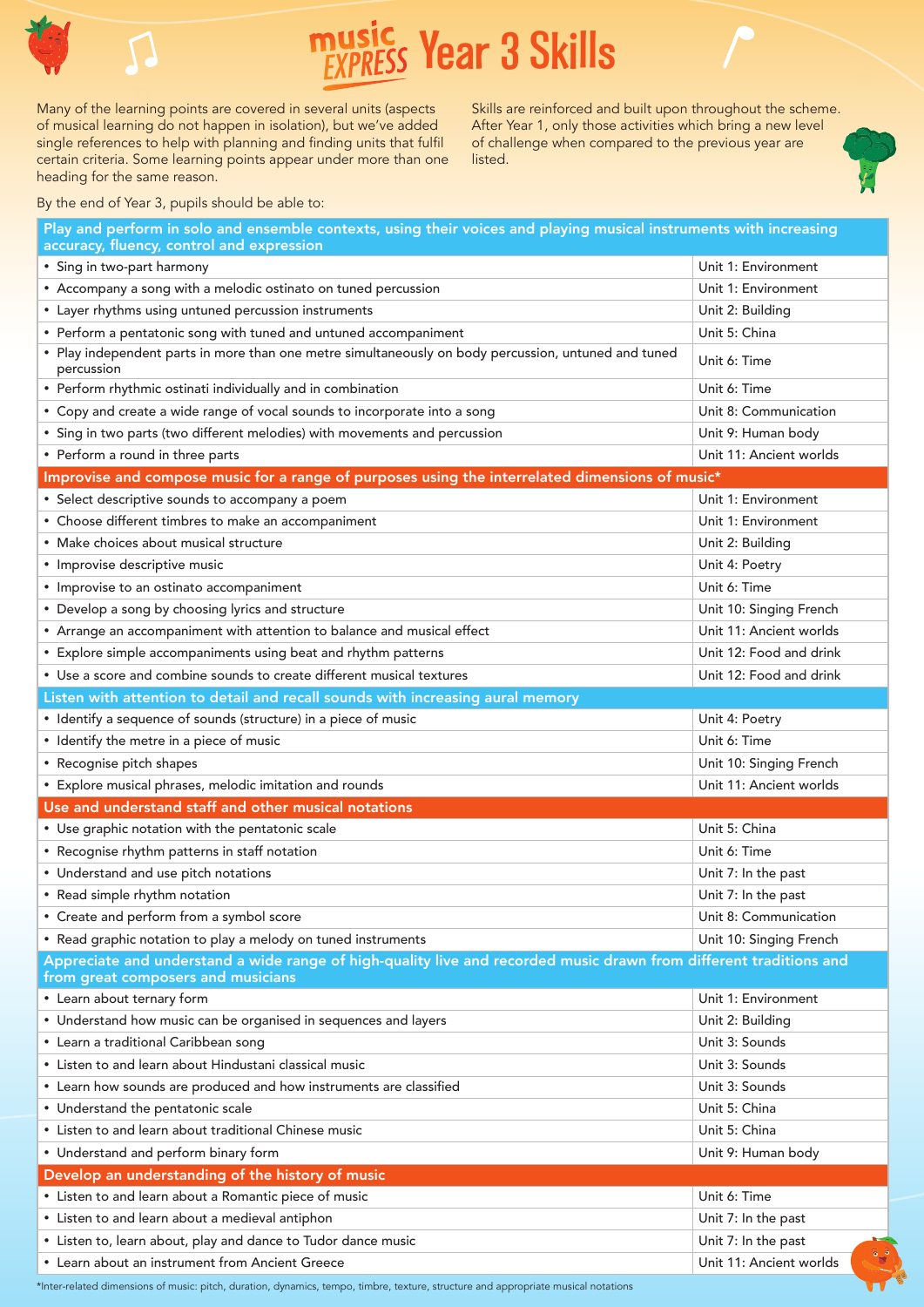# Music Express Year 3 Skills

Many of the learning points are covered in several units (aspects of musical learning do not happen in isolation), but we've added single references to help with planning and finding units that fulfil certain criteria. Some learning points appear under more than one heading for the same reason.

Skills are reinforced and built upon throughout the scheme. After Year 1, only those activities which bring a new level of challenge when compared to the previous year are listed.

By the end of Year 3, pupils should be able to:

| Play and perform in solo and ensemble contexts, using their voices and playing musical instruments with increasing accuracy, fluency, control and expression | |
|---|---|
| • Sing in two-part harmony | Unit 1: Environment |
| • Accompany a song with a melodic ostinato on tuned percussion | Unit 1: Environment |
| • Layer rhythms using untuned percussion instruments | Unit 2: Building |
| • Perform a pentatonic song with tuned and untuned accompaniment | Unit 5: China |
| • Play independent parts in more than one metre simultaneously on body percussion, untuned and tuned percussion | Unit 6: Time |
| • Perform rhythmic ostinati individually and in combination | Unit 6: Time |
| • Copy and create a wide range of vocal sounds to incorporate into a song | Unit 8: Communication |
| • Sing in two parts (two different melodies) with movements and percussion | Unit 9: Human body |
| • Perform a round in three parts | Unit 11: Ancient worlds |
| **Improvise and compose music for a range of purposes using the interrelated dimensions of music*** | |
| • Select descriptive sounds to accompany a poem | Unit 1: Environment |
| • Choose different timbres to make an accompaniment | Unit 1: Environment |
| • Make choices about musical structure | Unit 2: Building |
| • Improvise descriptive music | Unit 4: Poetry |
| • Improvise to an ostinato accompaniment | Unit 6: Time |
| • Develop a song by choosing lyrics and structure | Unit 10: Singing French |
| • Arrange an accompaniment with attention to balance and musical effect | Unit 11: Ancient worlds |
| • Explore simple accompaniments using beat and rhythm patterns | Unit 12: Food and drink |
| • Use a score and combine sounds to create different musical textures | Unit 12: Food and drink |
| **Listen with attention to detail and recall sounds with increasing aural memory** | |
| • Identify a sequence of sounds (structure) in a piece of music | Unit 4: Poetry |
| • Identify the metre in a piece of music | Unit 6: Time |
| • Recognise pitch shapes | Unit 10: Singing French |
| • Explore musical phrases, melodic imitation and rounds | Unit 11: Ancient worlds |
| **Use and understand staff and other musical notations** | |
| • Use graphic notation with the pentatonic scale | Unit 5: China |
| • Recognise rhythm patterns in staff notation | Unit 6: Time |
| • Understand and use pitch notations | Unit 7: In the past |
| • Read simple rhythm notation | Unit 7: In the past |
| • Create and perform from a symbol score | Unit 8: Communication |
| • Read graphic notation to play a melody on tuned instruments | Unit 10: Singing French |
| **Appreciate and understand a wide range of high-quality live and recorded music drawn from different traditions and from great composers and musicians** | |
| • Learn about ternary form | Unit 1: Environment |
| • Understand how music can be organised in sequences and layers | Unit 2: Building |
| • Learn a traditional Caribbean song | Unit 3: Sounds |
| • Listen to and learn about Hindustani classical music | Unit 3: Sounds |
| • Learn how sounds are produced and how instruments are classified | Unit 3: Sounds |
| • Understand the pentatonic scale | Unit 5: China |
| • Listen to and learn about traditional Chinese music | Unit 5: China |
| • Understand and perform binary form | Unit 9: Human body |
| **Develop an understanding of the history of music** | |
| • Listen to and learn about a Romantic piece of music | Unit 6: Time |
| • Listen to and learn about a medieval antiphon | Unit 7: In the past |
| • Listen to, learn about, play and dance to Tudor dance music | Unit 7: In the past |
| • Learn about an instrument from Ancient Greece | Unit 11: Ancient worlds |

*Inter-related dimensions of music: pitch, duration, dynamics, tempo, timbre, texture, structure and appropriate musical notations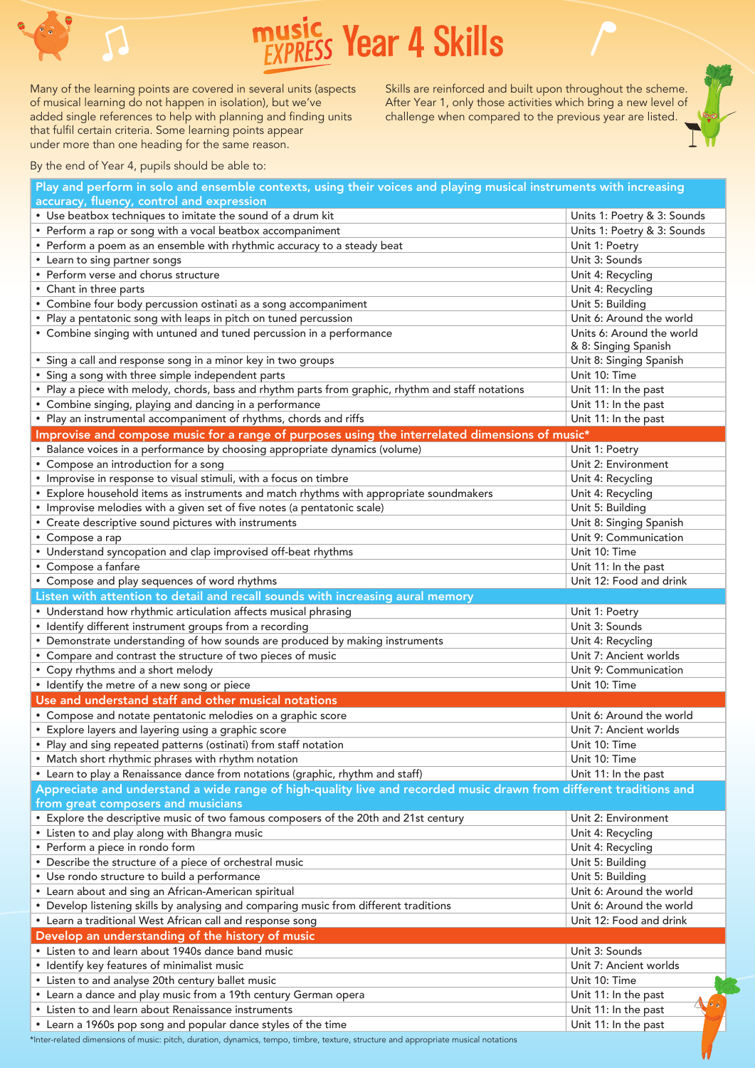# Music Express Year 4 Skills

Many of the learning points are covered in several units (aspects of musical learning do not happen in isolation), but we've added single references to help with planning and finding units that fulfil certain criteria. Some learning points appear under more than one heading for the same reason.

Skills are reinforced and built upon throughout the scheme. After Year 1, only those activities which bring a new level of challenge when compared to the previous year are listed.

By the end of Year 4, pupils should be able to:

| Play and perform in solo and ensemble contexts, using their voices and playing musical instruments with increasing accuracy, fluency, control and expression | |
|---|---|
| • Use beatbox techniques to imitate the sound of a drum kit | Units 1: Poetry & 3: Sounds |
| • Perform a rap or song with a vocal beatbox accompaniment | Units 1: Poetry & 3: Sounds |
| • Perform a poem as an ensemble with rhythmic accuracy to a steady beat | Unit 1: Poetry |
| • Learn to sing partner songs | Unit 3: Sounds |
| • Perform verse and chorus structure | Unit 4: Recycling |
| • Chant in three parts | Unit 4: Recycling |
| • Combine four body percussion ostinati as a song accompaniment | Unit 5: Building |
| • Play a pentatonic song with leaps in pitch on tuned percussion | Unit 6: Around the world |
| • Combine singing with untuned and tuned percussion in a performance | Units 6: Around the world & 8: Singing Spanish |
| • Sing a call and response song in a minor key in two groups | Unit 8: Singing Spanish |
| • Sing a song with three simple independent parts | Unit 10: Time |
| • Play a piece with melody, chords, bass and rhythm parts from graphic, rhythm and staff notations | Unit 11: In the past |
| • Combine singing, playing and dancing in a performance | Unit 11: In the past |
| • Play an instrumental accompaniment of rhythms, chords and riffs | Unit 11: In the past |
| **Improvise and compose music for a range of purposes using the interrelated dimensions of music*** | |
| • Balance voices in a performance by choosing appropriate dynamics (volume) | Unit 1: Poetry |
| • Compose an introduction for a song | Unit 2: Environment |
| • Improvise in response to visual stimuli, with a focus on timbre | Unit 4: Recycling |
| • Explore household items as instruments and match rhythms with appropriate soundmakers | Unit 4: Recycling |
| • Improvise melodies with a given set of five notes (a pentatonic scale) | Unit 5: Building |
| • Create descriptive sound pictures with instruments | Unit 8: Singing Spanish |
| • Compose a rap | Unit 9: Communication |
| • Understand syncopation and clap improvised off-beat rhythms | Unit 10: Time |
| • Compose a fanfare | Unit 11: In the past |
| • Compose and play sequences of word rhythms | Unit 12: Food and drink |
| **Listen with attention to detail and recall sounds with increasing aural memory** | |
| • Understand how rhythmic articulation affects musical phrasing | Unit 1: Poetry |
| • Identify different instrument groups from a recording | Unit 3: Sounds |
| • Demonstrate understanding of how sounds are produced by making instruments | Unit 4: Recycling |
| • Compare and contrast the structure of two pieces of music | Unit 7: Ancient worlds |
| • Copy rhythms and a short melody | Unit 9: Communication |
| • Identify the metre of a new song or piece | Unit 10: Time |
| **Use and understand staff and other musical notations** | |
| • Compose and notate pentatonic melodies on a graphic score | Unit 6: Around the world |
| • Explore layers and layering using a graphic score | Unit 7: Ancient worlds |
| • Play and sing repeated patterns (ostinati) from staff notation | Unit 10: Time |
| • Match short rhythmic phrases with rhythm notation | Unit 10: Time |
| • Learn to play a Renaissance dance from notations (graphic, rhythm and staff) | Unit 11: In the past |
| **Appreciate and understand a wide range of high-quality live and recorded music drawn from different traditions and from great composers and musicians** | |
| • Explore the descriptive music of two famous composers of the 20th and 21st century | Unit 2: Environment |
| • Listen to and play along with Bhangra music | Unit 4: Recycling |
| • Perform a piece in rondo form | Unit 4: Recycling |
| • Describe the structure of a piece of orchestral music | Unit 5: Building |
| • Use rondo structure to build a performance | Unit 5: Building |
| • Learn about and sing an African-American spiritual | Unit 6: Around the world |
| • Develop listening skills by analysing and comparing music from different traditions | Unit 6: Around the world |
| • Learn a traditional West African call and response song | Unit 12: Food and drink |
| **Develop an understanding of the history of music** | |
| • Listen to and learn about 1940s dance band music | Unit 3: Sounds |
| • Identify key features of minimalist music | Unit 7: Ancient worlds |
| • Listen to and analyse 20th century ballet music | Unit 10: Time |
| • Learn a dance and play music from a 19th century German opera | Unit 11: In the past |
| • Listen to and learn about Renaissance instruments | Unit 11: In the past |
| • Learn a 1960s pop song and popular dance styles of the time | Unit 11: In the past |

*Inter-related dimensions of music: pitch, duration, dynamics, tempo, timbre, texture, structure and appropriate musical notations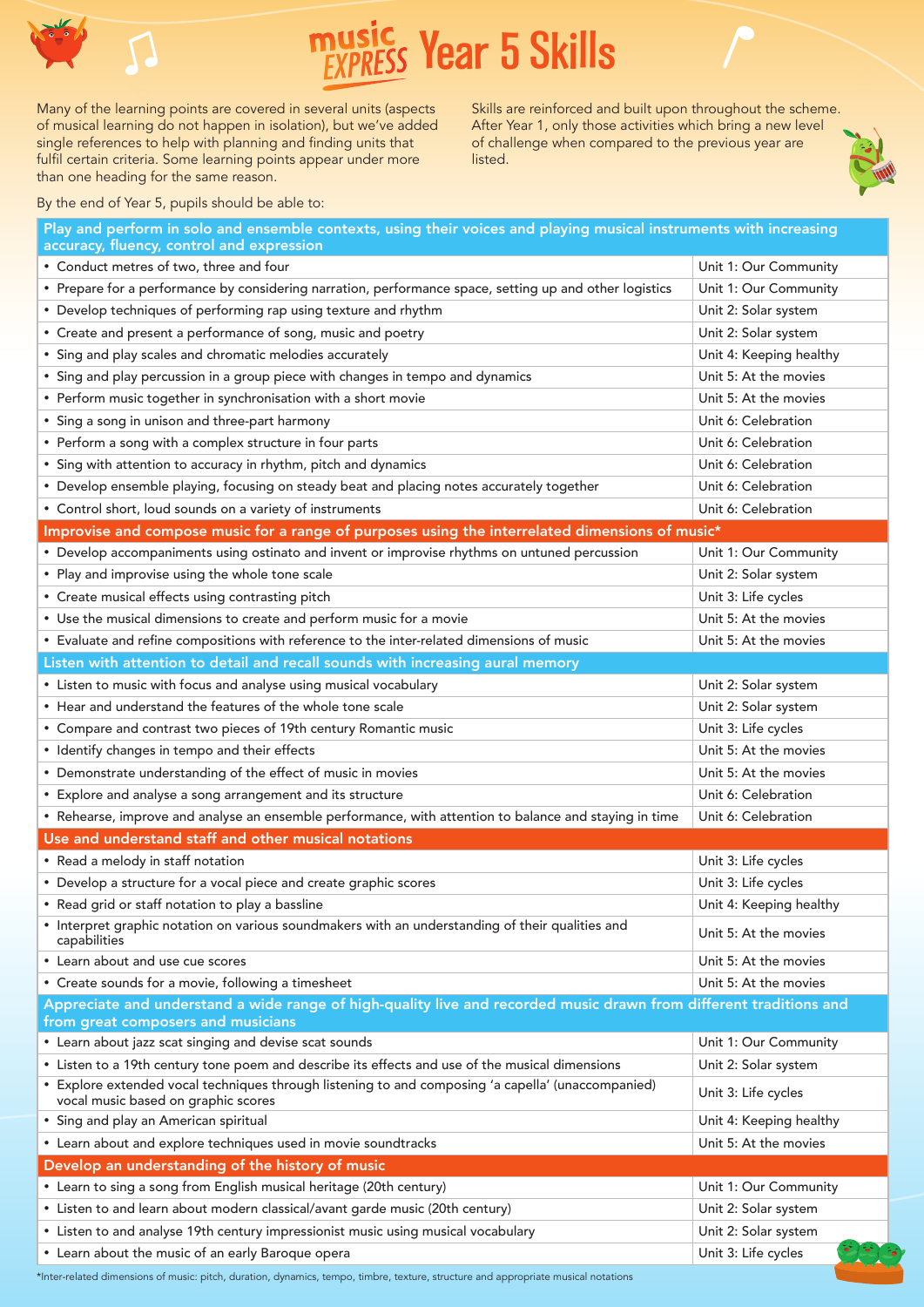# Music Express Year 5 Skills

Many of the learning points are covered in several units (aspects of musical learning do not happen in isolation), but we've added single references to help with planning and finding units that fulfil certain criteria. Some learning points appear under more than one heading for the same reason.

Skills are reinforced and built upon throughout the scheme. After Year 1, only those activities which bring a new level of challenge when compared to the previous year are listed.

By the end of Year 5, pupils should be able to:

| Play and perform in solo and ensemble contexts, using their voices and playing musical instruments with increasing accuracy, fluency, control and expression | |
|---|---|
| • Conduct metres of two, three and four | Unit 1: Our Community |
| • Prepare for a performance by considering narration, performance space, setting up and other logistics | Unit 1: Our Community |
| • Develop techniques of performing rap using texture and rhythm | Unit 2: Solar system |
| • Create and present a performance of song, music and poetry | Unit 2: Solar system |
| • Sing and play scales and chromatic melodies accurately | Unit 4: Keeping healthy |
| • Sing and play percussion in a group piece with changes in tempo and dynamics | Unit 5: At the movies |
| • Perform music together in synchronisation with a short movie | Unit 5: At the movies |
| • Sing a song in unison and three-part harmony | Unit 6: Celebration |
| • Perform a song with a complex structure in four parts | Unit 6: Celebration |
| • Sing with attention to accuracy in rhythm, pitch and dynamics | Unit 6: Celebration |
| • Develop ensemble playing, focusing on steady beat and placing notes accurately together | Unit 6: Celebration |
| • Control short, loud sounds on a variety of instruments | Unit 6: Celebration |
| **Improvise and compose music for a range of purposes using the interrelated dimensions of music*** | |
| • Develop accompaniments using ostinato and invent or improvise rhythms on untuned percussion | Unit 1: Our Community |
| • Play and improvise using the whole tone scale | Unit 2: Solar system |
| • Create musical effects using contrasting pitch | Unit 3: Life cycles |
| • Use the musical dimensions to create and perform music for a movie | Unit 5: At the movies |
| • Evaluate and refine compositions with reference to the inter-related dimensions of music | Unit 5: At the movies |
| **Listen with attention to detail and recall sounds with increasing aural memory** | |
| • Listen to music with focus and analyse using musical vocabulary | Unit 2: Solar system |
| • Hear and understand the features of the whole tone scale | Unit 2: Solar system |
| • Compare and contrast two pieces of 19th century Romantic music | Unit 3: Life cycles |
| • Identify changes in tempo and their effects | Unit 5: At the movies |
| • Demonstrate understanding of the effect of music in movies | Unit 5: At the movies |
| • Explore and analyse a song arrangement and its structure | Unit 6: Celebration |
| • Rehearse, improve and analyse an ensemble performance, with attention to balance and staying in time | Unit 6: Celebration |
| **Use and understand staff and other musical notations** | |
| • Read a melody in staff notation | Unit 3: Life cycles |
| • Develop a structure for a vocal piece and create graphic scores | Unit 3: Life cycles |
| • Read grid or staff notation to play a bassline | Unit 4: Keeping healthy |
| • Interpret graphic notation on various soundmakers with an understanding of their qualities and capabilities | Unit 5: At the movies |
| • Learn about and use cue scores | Unit 5: At the movies |
| • Create sounds for a movie, following a timesheet | Unit 5: At the movies |
| **Appreciate and understand a wide range of high-quality live and recorded music drawn from different traditions and from great composers and musicians** | |
| • Learn about jazz scat singing and devise scat sounds | Unit 1: Our Community |
| • Listen to a 19th century tone poem and describe its effects and use of the musical dimensions | Unit 2: Solar system |
| • Explore extended vocal techniques through listening to and composing 'a capella' (unaccompanied) vocal music based on graphic scores | Unit 3: Life cycles |
| • Sing and play an American spiritual | Unit 4: Keeping healthy |
| • Learn about and explore techniques used in movie soundtracks | Unit 5: At the movies |
| **Develop an understanding of the history of music** | |
| • Learn to sing a song from English musical heritage (20th century) | Unit 1: Our Community |
| • Listen to and learn about modern classical/avant garde music (20th century) | Unit 2: Solar system |
| • Listen to and analyse 19th century impressionist music using musical vocabulary | Unit 2: Solar system |
| • Learn about the music of an early Baroque opera | Unit 3: Life cycles |

*Inter-related dimensions of music: pitch, duration, dynamics, tempo, timbre, texture, structure and appropriate musical notations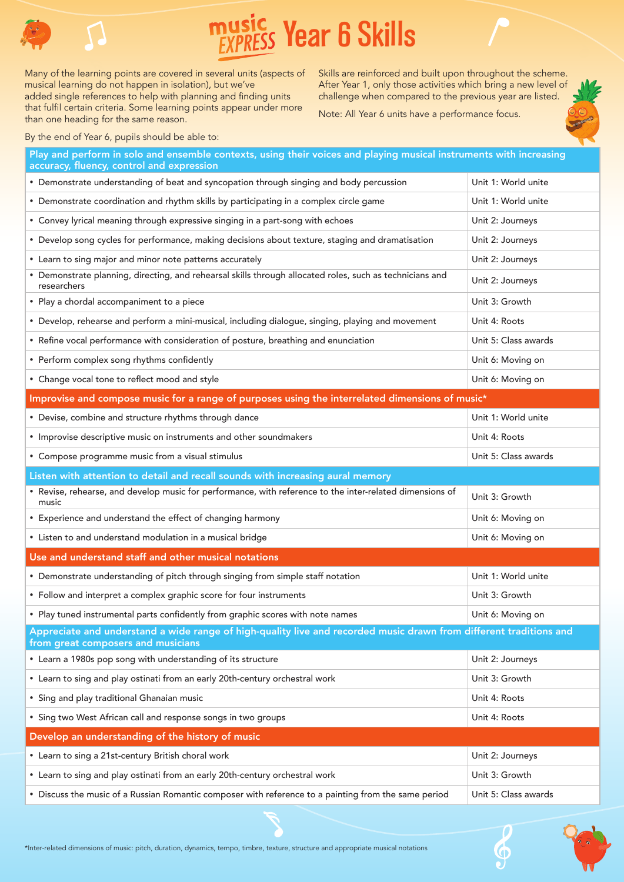# music EXPRESS Year 6 Skills

Many of the learning points are covered in several units (aspects of musical learning do not happen in isolation), but we've added single references to help with planning and finding units that fulfil certain criteria. Some learning points appear under more than one heading for the same reason.

Skills are reinforced and built upon throughout the scheme. After Year 1, only those activities which bring a new level of challenge when compared to the previous year are listed.

Note: All Year 6 units have a performance focus.

By the end of Year 6, pupils should be able to:

| | |
|---|---|
| **Play and perform in solo and ensemble contexts, using their voices and playing musical instruments with increasing accuracy, fluency, control and expression** | |
| • Demonstrate understanding of beat and syncopation through singing and body percussion | Unit 1: World unite |
| • Demonstrate coordination and rhythm skills by participating in a complex circle game | Unit 1: World unite |
| • Convey lyrical meaning through expressive singing in a part-song with echoes | Unit 2: Journeys |
| • Develop song cycles for performance, making decisions about texture, staging and dramatisation | Unit 2: Journeys |
| • Learn to sing major and minor note patterns accurately | Unit 2: Journeys |
| • Demonstrate planning, directing, and rehearsal skills through allocated roles, such as technicians and researchers | Unit 2: Journeys |
| • Play a chordal accompaniment to a piece | Unit 3: Growth |
| • Develop, rehearse and perform a mini-musical, including dialogue, singing, playing and movement | Unit 4: Roots |
| • Refine vocal performance with consideration of posture, breathing and enunciation | Unit 5: Class awards |
| • Perform complex song rhythms confidently | Unit 6: Moving on |
| • Change vocal tone to reflect mood and style | Unit 6: Moving on |
| **Improvise and compose music for a range of purposes using the interrelated dimensions of music*** | |
| • Devise, combine and structure rhythms through dance | Unit 1: World unite |
| • Improvise descriptive music on instruments and other soundmakers | Unit 4: Roots |
| • Compose programme music from a visual stimulus | Unit 5: Class awards |
| **Listen with attention to detail and recall sounds with increasing aural memory** | |
| • Revise, rehearse, and develop music for performance, with reference to the inter-related dimensions of music | Unit 3: Growth |
| • Experience and understand the effect of changing harmony | Unit 6: Moving on |
| • Listen to and understand modulation in a musical bridge | Unit 6: Moving on |
| **Use and understand staff and other musical notations** | |
| • Demonstrate understanding of pitch through singing from simple staff notation | Unit 1: World unite |
| • Follow and interpret a complex graphic score for four instruments | Unit 3: Growth |
| • Play tuned instrumental parts confidently from graphic scores with note names | Unit 6: Moving on |
| **Appreciate and understand a wide range of high-quality live and recorded music drawn from different traditions and from great composers and musicians** | |
| • Learn a 1980s pop song with understanding of its structure | Unit 2: Journeys |
| • Learn to sing and play ostinati from an early 20th-century orchestral work | Unit 3: Growth |
| • Sing and play traditional Ghanaian music | Unit 4: Roots |
| • Sing two West African call and response songs in two groups | Unit 4: Roots |
| **Develop an understanding of the history of music** | |
| • Learn to sing a 21st-century British choral work | Unit 2: Journeys |
| • Learn to sing and play ostinati from an early 20th-century orchestral work | Unit 3: Growth |
| • Discuss the music of a Russian Romantic composer with reference to a painting from the same period | Unit 5: Class awards |

*Inter-related dimensions of music: pitch, duration, dynamics, tempo, timbre, texture, structure and appropriate musical notations